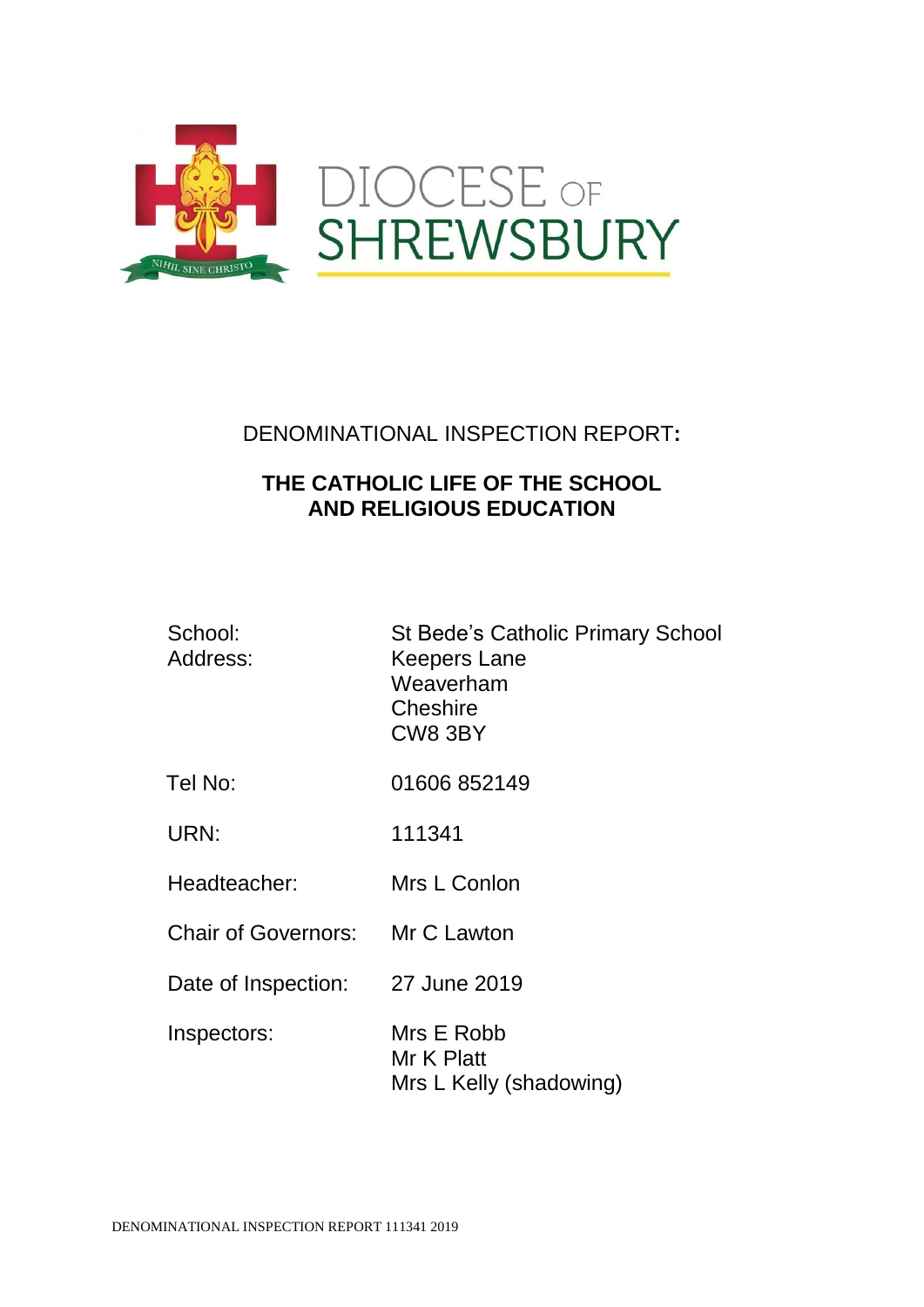NIHIL SINE CHRISTO

DIOCESE OF SHREWSBURY

DENOMINATIONAL INSPECTION REPORT**:**

**THE CATHOLIC LIFE OF THE SCHOOL AND RELIGIOUS EDUCATION**

| | |
|---|---|
| School: | St Bede's Catholic Primary School |
| Address: | Keepers Lane<br>Weaverham<br>Cheshire<br>CW8 3BY |
| Tel No: | 01606 852149 |
| URN: | 111341 |
| Headteacher: | Mrs L Conlon |
| Chair of Governors: | Mr C Lawton |
| Date of Inspection: | 27 June 2019 |
| Inspectors: | Mrs E Robb<br>Mr K Platt<br>Mrs L Kelly (shadowing) |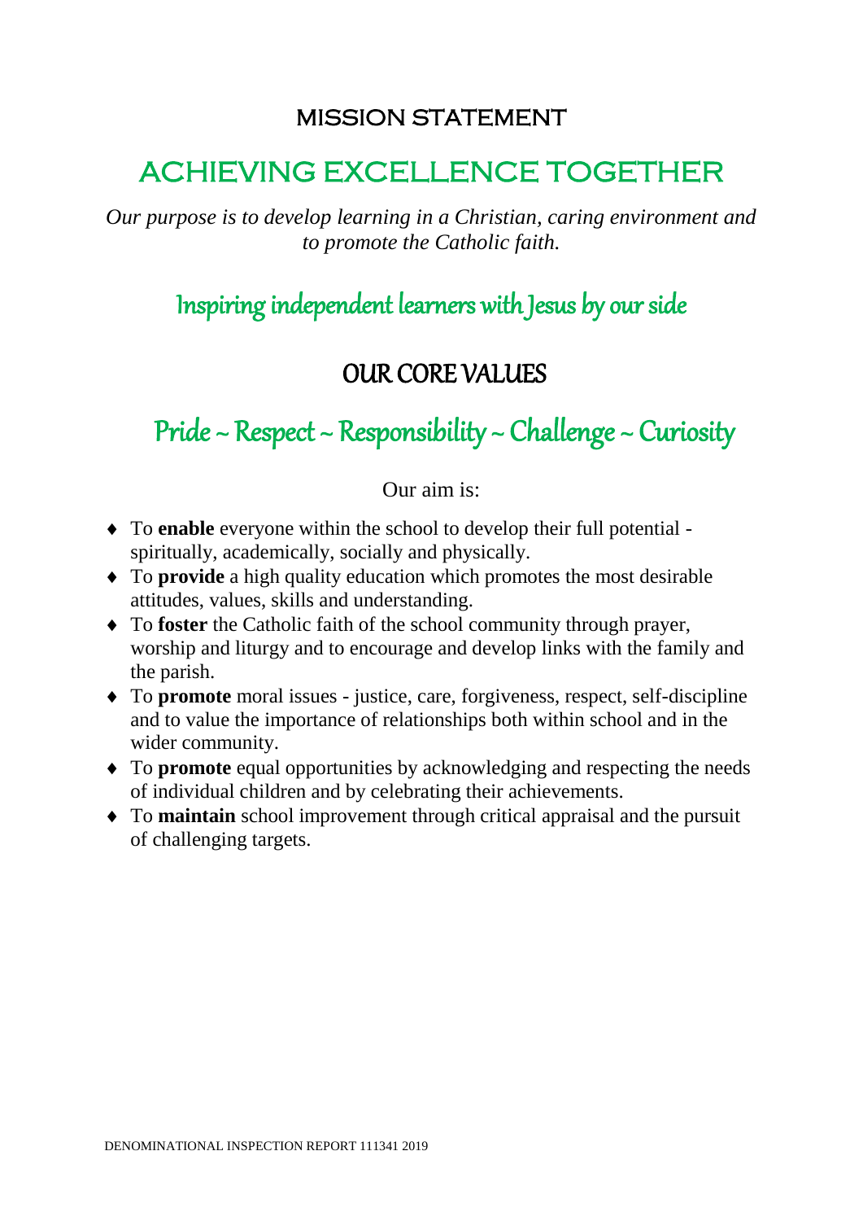## MISSION STATEMENT

# ACHIEVING EXCELLENCE TOGETHER

*Our purpose is to develop learning in a Christian, caring environment and to promote the Catholic faith.*

## Inspiring independent learners with Jesus by our side

## OUR CORE VALUES

## Pride ~ Respect ~ Responsibility ~ Challenge ~ Curiosity

Our aim is:

- To **enable** everyone within the school to develop their full potential - spiritually, academically, socially and physically.
- To **provide** a high quality education which promotes the most desirable attitudes, values, skills and understanding.
- To **foster** the Catholic faith of the school community through prayer, worship and liturgy and to encourage and develop links with the family and the parish.
- To **promote** moral issues - justice, care, forgiveness, respect, self-discipline and to value the importance of relationships both within school and in the wider community.
- To **promote** equal opportunities by acknowledging and respecting the needs of individual children and by celebrating their achievements.
- To **maintain** school improvement through critical appraisal and the pursuit of challenging targets.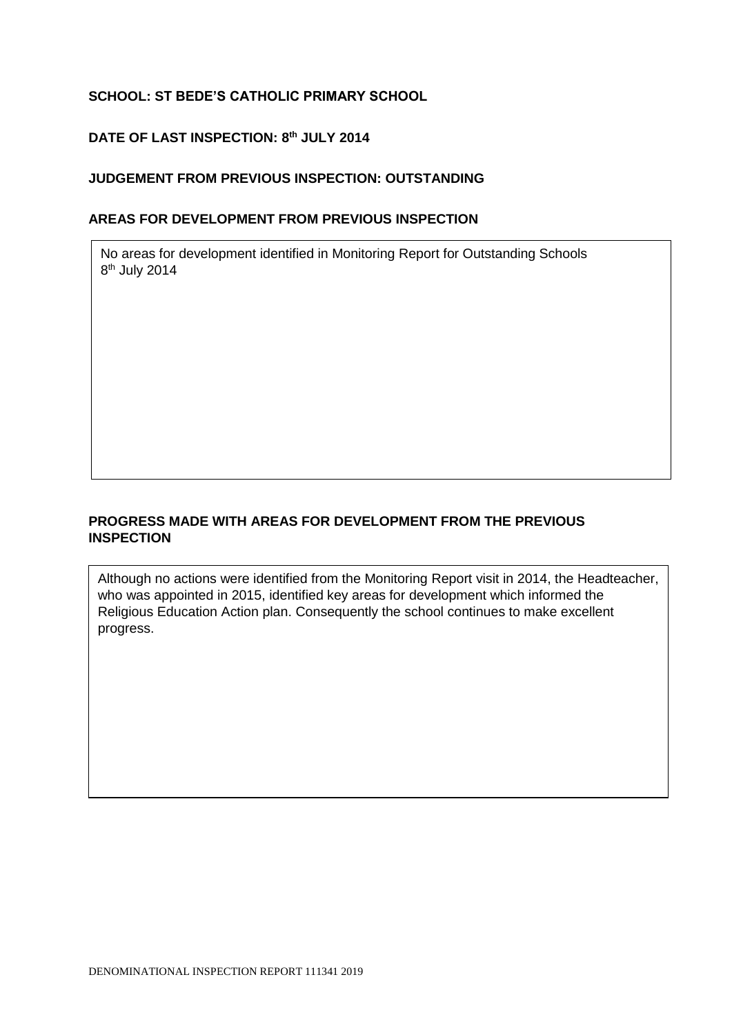**SCHOOL: ST BEDE'S CATHOLIC PRIMARY SCHOOL**

**DATE OF LAST INSPECTION: 8th JULY 2014**

**JUDGEMENT FROM PREVIOUS INSPECTION: OUTSTANDING**

**AREAS FOR DEVELOPMENT FROM PREVIOUS INSPECTION**

No areas for development identified in Monitoring Report for Outstanding Schools 8th July 2014

**PROGRESS MADE WITH AREAS FOR DEVELOPMENT FROM THE PREVIOUS INSPECTION**

Although no actions were identified from the Monitoring Report visit in 2014, the Headteacher, who was appointed in 2015, identified key areas for development which informed the Religious Education Action plan. Consequently the school continues to make excellent progress.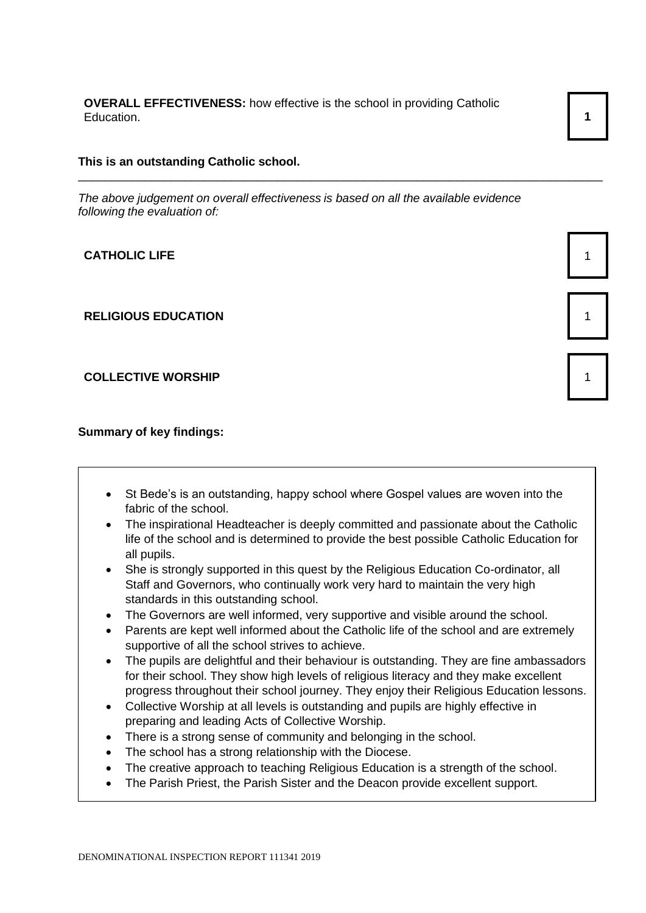**OVERALL EFFECTIVENESS:** how effective is the school in providing Catholic Education. **1**

**This is an outstanding Catholic school.**

---

*The above judgement on overall effectiveness is based on all the available evidence following the evaluation of:*

| | |
|---|---|
| **CATHOLIC LIFE** | 1 |
| **RELIGIOUS EDUCATION** | 1 |
| **COLLECTIVE WORSHIP** | 1 |

**Summary of key findings:**

- St Bede's is an outstanding, happy school where Gospel values are woven into the fabric of the school.
- The inspirational Headteacher is deeply committed and passionate about the Catholic life of the school and is determined to provide the best possible Catholic Education for all pupils.
- She is strongly supported in this quest by the Religious Education Co-ordinator, all Staff and Governors, who continually work very hard to maintain the very high standards in this outstanding school.
- The Governors are well informed, very supportive and visible around the school.
- Parents are kept well informed about the Catholic life of the school and are extremely supportive of all the school strives to achieve.
- The pupils are delightful and their behaviour is outstanding. They are fine ambassadors for their school. They show high levels of religious literacy and they make excellent progress throughout their school journey. They enjoy their Religious Education lessons.
- Collective Worship at all levels is outstanding and pupils are highly effective in preparing and leading Acts of Collective Worship.
- There is a strong sense of community and belonging in the school.
- The school has a strong relationship with the Diocese.
- The creative approach to teaching Religious Education is a strength of the school.
- The Parish Priest, the Parish Sister and the Deacon provide excellent support.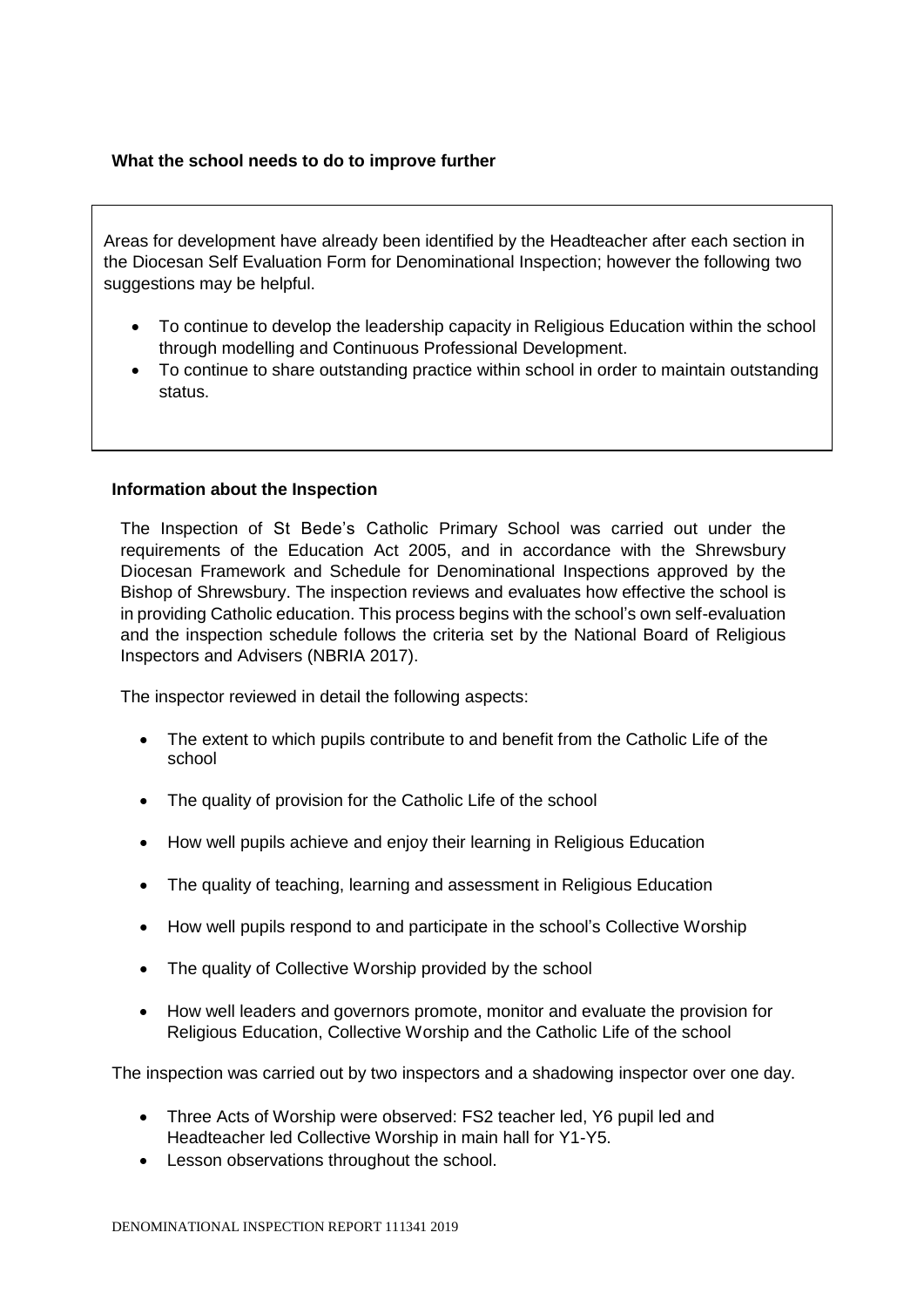**What the school needs to do to improve further**

Areas for development have already been identified by the Headteacher after each section in the Diocesan Self Evaluation Form for Denominational Inspection; however the following two suggestions may be helpful.

- To continue to develop the leadership capacity in Religious Education within the school through modelling and Continuous Professional Development.
- To continue to share outstanding practice within school in order to maintain outstanding status.

**Information about the Inspection**

The Inspection of St Bede's Catholic Primary School was carried out under the requirements of the Education Act 2005, and in accordance with the Shrewsbury Diocesan Framework and Schedule for Denominational Inspections approved by the Bishop of Shrewsbury. The inspection reviews and evaluates how effective the school is in providing Catholic education. This process begins with the school's own self-evaluation and the inspection schedule follows the criteria set by the National Board of Religious Inspectors and Advisers (NBRIA 2017).

The inspector reviewed in detail the following aspects:

- The extent to which pupils contribute to and benefit from the Catholic Life of the school
- The quality of provision for the Catholic Life of the school
- How well pupils achieve and enjoy their learning in Religious Education
- The quality of teaching, learning and assessment in Religious Education
- How well pupils respond to and participate in the school's Collective Worship
- The quality of Collective Worship provided by the school
- How well leaders and governors promote, monitor and evaluate the provision for Religious Education, Collective Worship and the Catholic Life of the school

The inspection was carried out by two inspectors and a shadowing inspector over one day.

- Three Acts of Worship were observed: FS2 teacher led, Y6 pupil led and Headteacher led Collective Worship in main hall for Y1-Y5.
- Lesson observations throughout the school.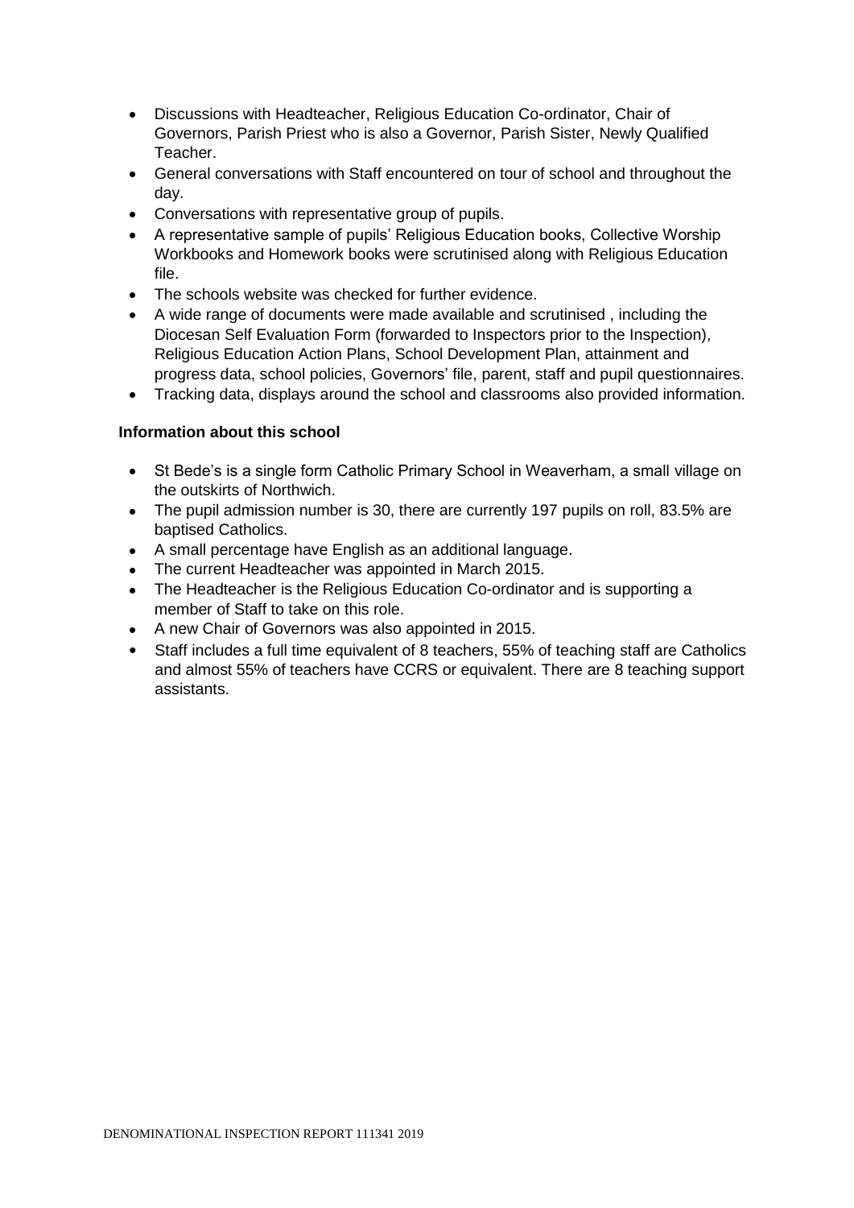- Discussions with Headteacher, Religious Education Co-ordinator, Chair of Governors, Parish Priest who is also a Governor, Parish Sister, Newly Qualified Teacher.
- General conversations with Staff encountered on tour of school and throughout the day.
- Conversations with representative group of pupils.
- A representative sample of pupils' Religious Education books, Collective Worship Workbooks and Homework books were scrutinised along with Religious Education file.
- The schools website was checked for further evidence.
- A wide range of documents were made available and scrutinised , including the Diocesan Self Evaluation Form (forwarded to Inspectors prior to the Inspection), Religious Education Action Plans, School Development Plan, attainment and progress data, school policies, Governors' file, parent, staff and pupil questionnaires.
- Tracking data, displays around the school and classrooms also provided information.

**Information about this school**

- St Bede's is a single form Catholic Primary School in Weaverham, a small village on the outskirts of Northwich.
- The pupil admission number is 30, there are currently 197 pupils on roll, 83.5% are baptised Catholics.
- A small percentage have English as an additional language.
- The current Headteacher was appointed in March 2015.
- The Headteacher is the Religious Education Co-ordinator and is supporting a member of Staff to take on this role.
- A new Chair of Governors was also appointed in 2015.
- Staff includes a full time equivalent of 8 teachers, 55% of teaching staff are Catholics and almost 55% of teachers have CCRS or equivalent. There are 8 teaching support assistants.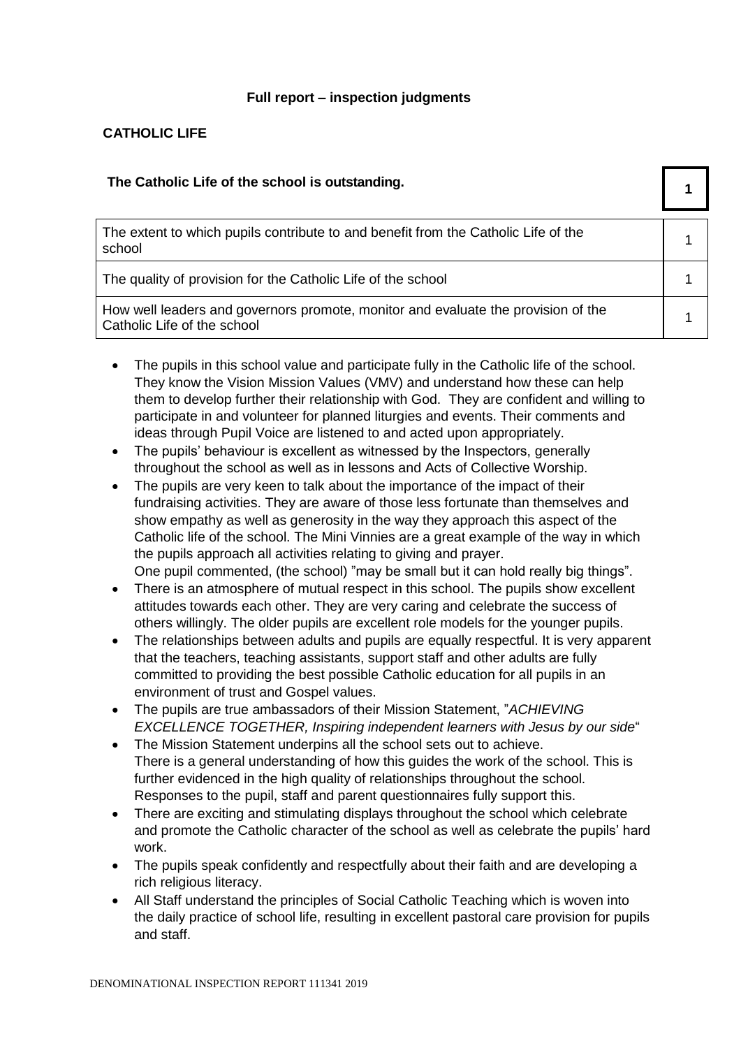## Full report – inspection judgments

### CATHOLIC LIFE

| **The Catholic Life of the school is outstanding.** | **1** |
|---|---|
| The extent to which pupils contribute to and benefit from the Catholic Life of the school | 1 |
| The quality of provision for the Catholic Life of the school | 1 |
| How well leaders and governors promote, monitor and evaluate the provision of the Catholic Life of the school | 1 |

- The pupils in this school value and participate fully in the Catholic life of the school. They know the Vision Mission Values (VMV) and understand how these can help them to develop further their relationship with God. They are confident and willing to participate in and volunteer for planned liturgies and events. Their comments and ideas through Pupil Voice are listened to and acted upon appropriately.
- The pupils' behaviour is excellent as witnessed by the Inspectors, generally throughout the school as well as in lessons and Acts of Collective Worship.
- The pupils are very keen to talk about the importance of the impact of their fundraising activities. They are aware of those less fortunate than themselves and show empathy as well as generosity in the way they approach this aspect of the Catholic life of the school. The Mini Vinnies are a great example of the way in which the pupils approach all activities relating to giving and prayer.
  One pupil commented, (the school) "may be small but it can hold really big things".
- There is an atmosphere of mutual respect in this school. The pupils show excellent attitudes towards each other. They are very caring and celebrate the success of others willingly. The older pupils are excellent role models for the younger pupils.
- The relationships between adults and pupils are equally respectful. It is very apparent that the teachers, teaching assistants, support staff and other adults are fully committed to providing the best possible Catholic education for all pupils in an environment of trust and Gospel values.
- The pupils are true ambassadors of their Mission Statement, "*ACHIEVING EXCELLENCE TOGETHER, Inspiring independent learners with Jesus by our side*"
- The Mission Statement underpins all the school sets out to achieve.
  There is a general understanding of how this guides the work of the school. This is further evidenced in the high quality of relationships throughout the school. Responses to the pupil, staff and parent questionnaires fully support this.
- There are exciting and stimulating displays throughout the school which celebrate and promote the Catholic character of the school as well as celebrate the pupils' hard work.
- The pupils speak confidently and respectfully about their faith and are developing a rich religious literacy.
- All Staff understand the principles of Social Catholic Teaching which is woven into the daily practice of school life, resulting in excellent pastoral care provision for pupils and staff.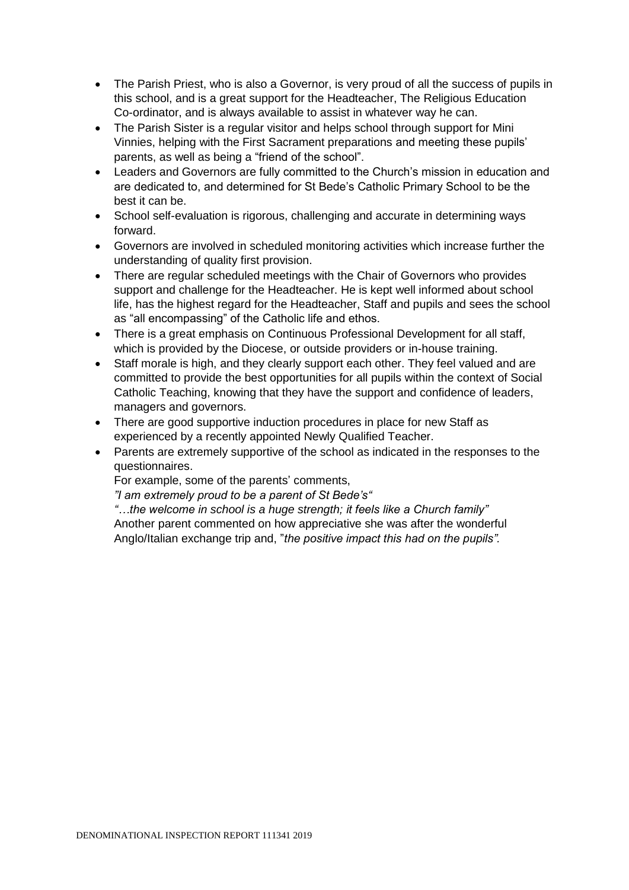- The Parish Priest, who is also a Governor, is very proud of all the success of pupils in this school, and is a great support for the Headteacher, The Religious Education Co-ordinator, and is always available to assist in whatever way he can.
- The Parish Sister is a regular visitor and helps school through support for Mini Vinnies, helping with the First Sacrament preparations and meeting these pupils' parents, as well as being a "friend of the school".
- Leaders and Governors are fully committed to the Church's mission in education and are dedicated to, and determined for St Bede's Catholic Primary School to be the best it can be.
- School self-evaluation is rigorous, challenging and accurate in determining ways forward.
- Governors are involved in scheduled monitoring activities which increase further the understanding of quality first provision.
- There are regular scheduled meetings with the Chair of Governors who provides support and challenge for the Headteacher. He is kept well informed about school life, has the highest regard for the Headteacher, Staff and pupils and sees the school as "all encompassing" of the Catholic life and ethos.
- There is a great emphasis on Continuous Professional Development for all staff, which is provided by the Diocese, or outside providers or in-house training.
- Staff morale is high, and they clearly support each other. They feel valued and are committed to provide the best opportunities for all pupils within the context of Social Catholic Teaching, knowing that they have the support and confidence of leaders, managers and governors.
- There are good supportive induction procedures in place for new Staff as experienced by a recently appointed Newly Qualified Teacher.
- Parents are extremely supportive of the school as indicated in the responses to the questionnaires.
  For example, some of the parents' comments,
  *"I am extremely proud to be a parent of St Bede's"*
  *"…the welcome in school is a huge strength; it feels like a Church family"*
  Another parent commented on how appreciative she was after the wonderful Anglo/Italian exchange trip and, "*the positive impact this had on the pupils".*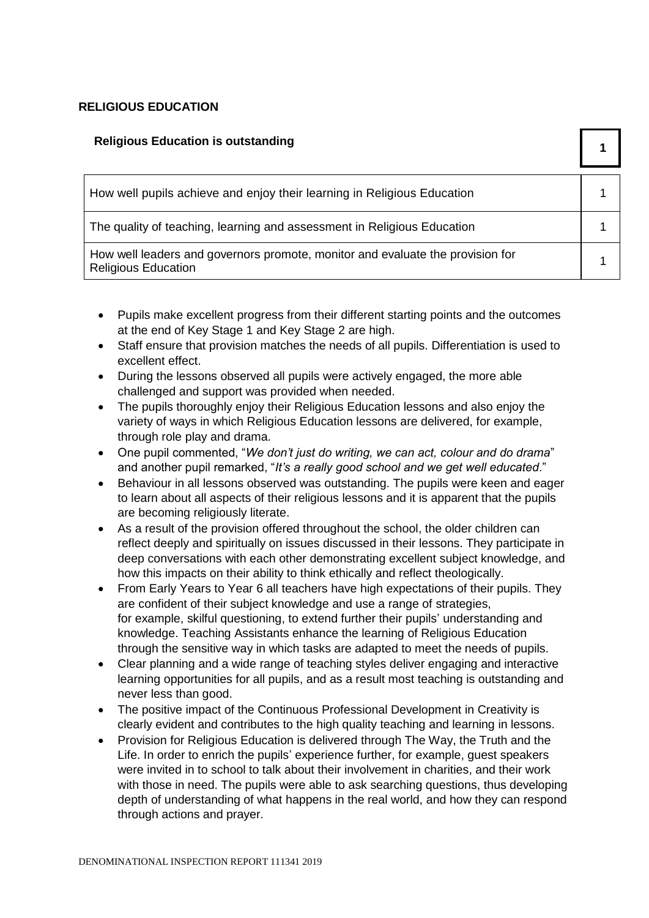## RELIGIOUS EDUCATION

| Religious Education is outstanding | 1 |
|---|---|
| How well pupils achieve and enjoy their learning in Religious Education | 1 |
| The quality of teaching, learning and assessment in Religious Education | 1 |
| How well leaders and governors promote, monitor and evaluate the provision for Religious Education | 1 |

- Pupils make excellent progress from their different starting points and the outcomes at the end of Key Stage 1 and Key Stage 2 are high.
- Staff ensure that provision matches the needs of all pupils. Differentiation is used to excellent effect.
- During the lessons observed all pupils were actively engaged, the more able challenged and support was provided when needed.
- The pupils thoroughly enjoy their Religious Education lessons and also enjoy the variety of ways in which Religious Education lessons are delivered, for example, through role play and drama.
- One pupil commented, "*We don't just do writing, we can act, colour and do drama*" and another pupil remarked, "*It's a really good school and we get well educated*."
- Behaviour in all lessons observed was outstanding. The pupils were keen and eager to learn about all aspects of their religious lessons and it is apparent that the pupils are becoming religiously literate.
- As a result of the provision offered throughout the school, the older children can reflect deeply and spiritually on issues discussed in their lessons. They participate in deep conversations with each other demonstrating excellent subject knowledge, and how this impacts on their ability to think ethically and reflect theologically.
- From Early Years to Year 6 all teachers have high expectations of their pupils. They are confident of their subject knowledge and use a range of strategies, for example, skilful questioning, to extend further their pupils' understanding and knowledge. Teaching Assistants enhance the learning of Religious Education through the sensitive way in which tasks are adapted to meet the needs of pupils.
- Clear planning and a wide range of teaching styles deliver engaging and interactive learning opportunities for all pupils, and as a result most teaching is outstanding and never less than good.
- The positive impact of the Continuous Professional Development in Creativity is clearly evident and contributes to the high quality teaching and learning in lessons.
- Provision for Religious Education is delivered through The Way, the Truth and the Life. In order to enrich the pupils' experience further, for example, guest speakers were invited in to school to talk about their involvement in charities, and their work with those in need. The pupils were able to ask searching questions, thus developing depth of understanding of what happens in the real world, and how they can respond through actions and prayer.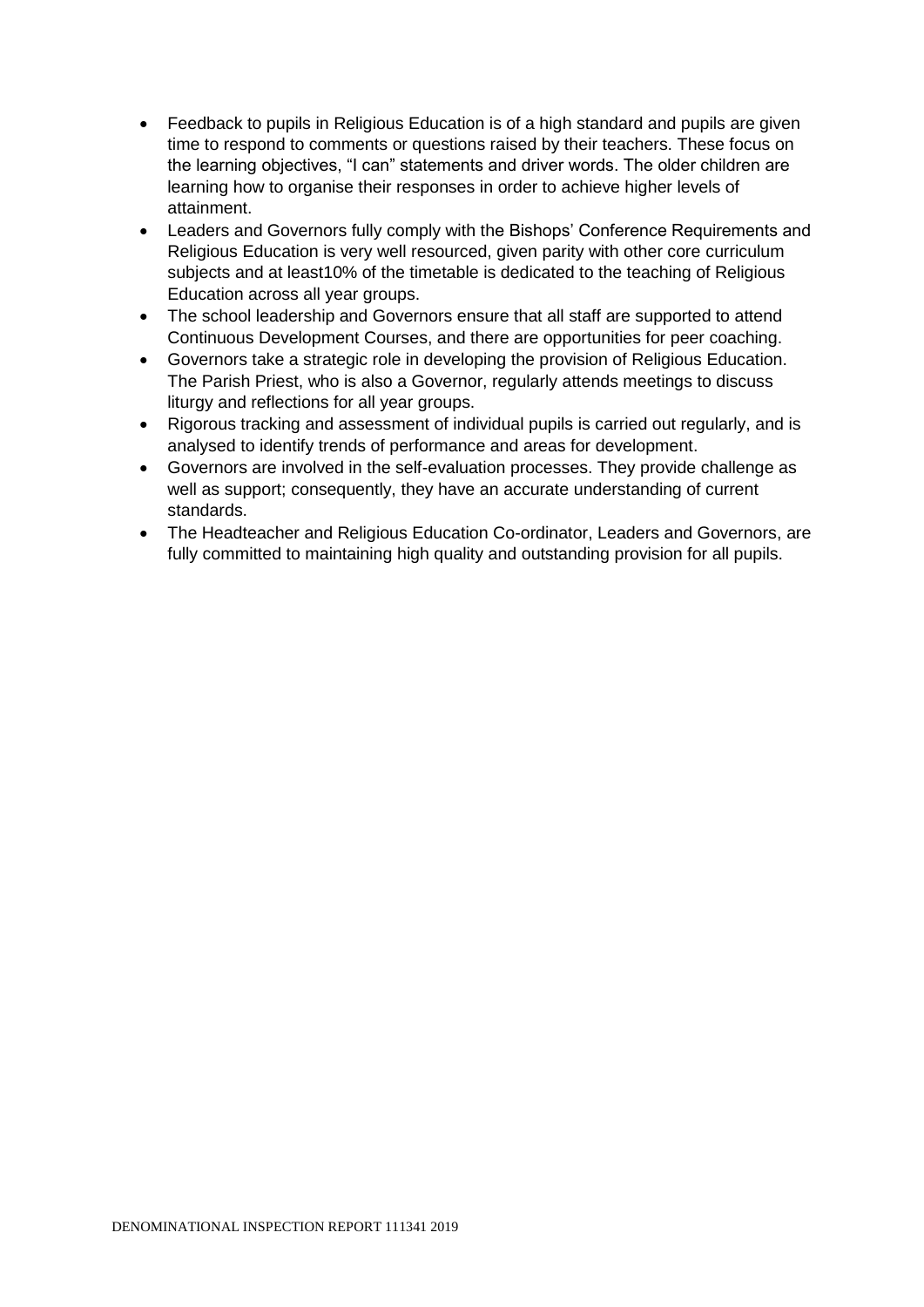- Feedback to pupils in Religious Education is of a high standard and pupils are given time to respond to comments or questions raised by their teachers. These focus on the learning objectives, "I can" statements and driver words. The older children are learning how to organise their responses in order to achieve higher levels of attainment.
- Leaders and Governors fully comply with the Bishops' Conference Requirements and Religious Education is very well resourced, given parity with other core curriculum subjects and at least10% of the timetable is dedicated to the teaching of Religious Education across all year groups.
- The school leadership and Governors ensure that all staff are supported to attend Continuous Development Courses, and there are opportunities for peer coaching.
- Governors take a strategic role in developing the provision of Religious Education. The Parish Priest, who is also a Governor, regularly attends meetings to discuss liturgy and reflections for all year groups.
- Rigorous tracking and assessment of individual pupils is carried out regularly, and is analysed to identify trends of performance and areas for development.
- Governors are involved in the self-evaluation processes. They provide challenge as well as support; consequently, they have an accurate understanding of current standards.
- The Headteacher and Religious Education Co-ordinator, Leaders and Governors, are fully committed to maintaining high quality and outstanding provision for all pupils.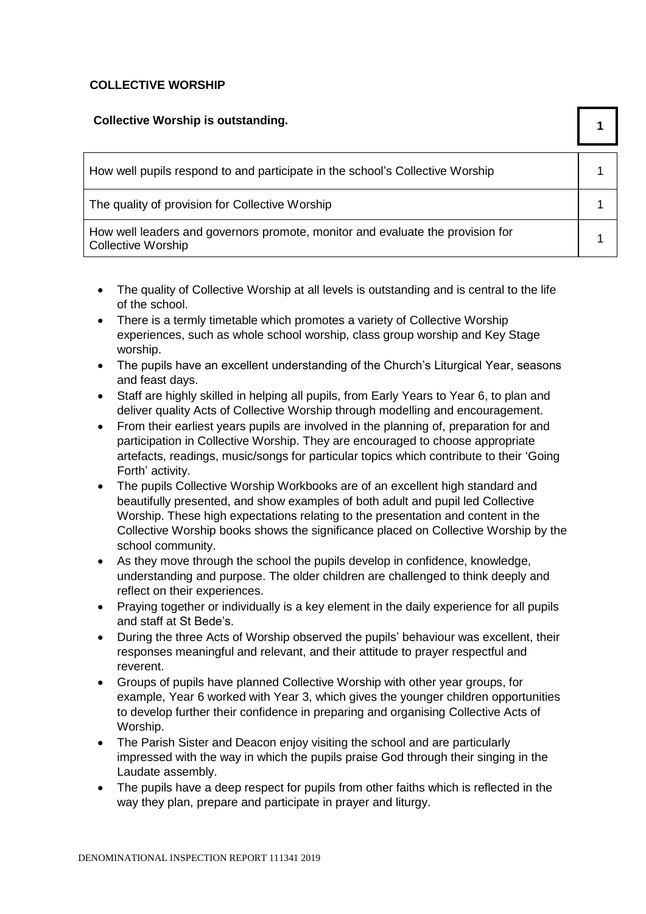## COLLECTIVE WORSHIP

| **Collective Worship is outstanding.** | **1** |
|---|---|
| How well pupils respond to and participate in the school's Collective Worship | 1 |
| The quality of provision for Collective Worship | 1 |
| How well leaders and governors promote, monitor and evaluate the provision for Collective Worship | 1 |

- The quality of Collective Worship at all levels is outstanding and is central to the life of the school.
- There is a termly timetable which promotes a variety of Collective Worship experiences, such as whole school worship, class group worship and Key Stage worship.
- The pupils have an excellent understanding of the Church's Liturgical Year, seasons and feast days.
- Staff are highly skilled in helping all pupils, from Early Years to Year 6, to plan and deliver quality Acts of Collective Worship through modelling and encouragement.
- From their earliest years pupils are involved in the planning of, preparation for and participation in Collective Worship. They are encouraged to choose appropriate artefacts, readings, music/songs for particular topics which contribute to their 'Going Forth' activity.
- The pupils Collective Worship Workbooks are of an excellent high standard and beautifully presented, and show examples of both adult and pupil led Collective Worship. These high expectations relating to the presentation and content in the Collective Worship books shows the significance placed on Collective Worship by the school community.
- As they move through the school the pupils develop in confidence, knowledge, understanding and purpose. The older children are challenged to think deeply and reflect on their experiences.
- Praying together or individually is a key element in the daily experience for all pupils and staff at St Bede's.
- During the three Acts of Worship observed the pupils' behaviour was excellent, their responses meaningful and relevant, and their attitude to prayer respectful and reverent.
- Groups of pupils have planned Collective Worship with other year groups, for example, Year 6 worked with Year 3, which gives the younger children opportunities to develop further their confidence in preparing and organising Collective Acts of Worship.
- The Parish Sister and Deacon enjoy visiting the school and are particularly impressed with the way in which the pupils praise God through their singing in the Laudate assembly.
- The pupils have a deep respect for pupils from other faiths which is reflected in the way they plan, prepare and participate in prayer and liturgy.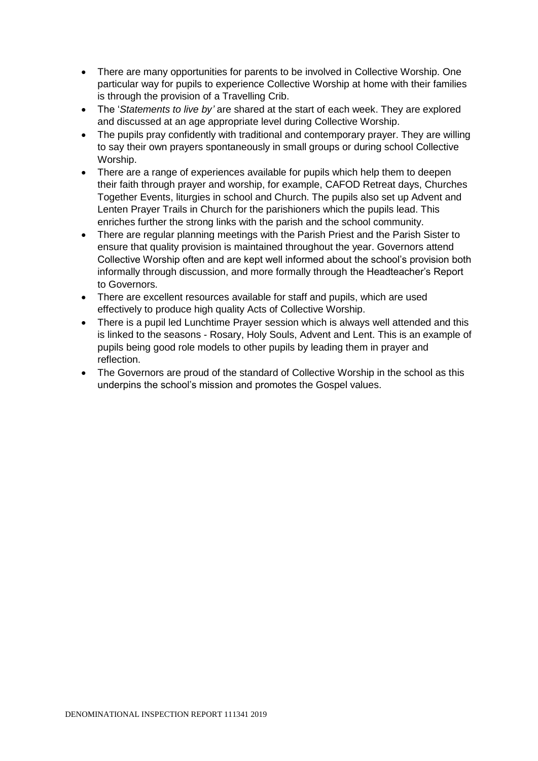- There are many opportunities for parents to be involved in Collective Worship. One particular way for pupils to experience Collective Worship at home with their families is through the provision of a Travelling Crib.
- The '*Statements to live by'* are shared at the start of each week. They are explored and discussed at an age appropriate level during Collective Worship.
- The pupils pray confidently with traditional and contemporary prayer. They are willing to say their own prayers spontaneously in small groups or during school Collective Worship.
- There are a range of experiences available for pupils which help them to deepen their faith through prayer and worship, for example, CAFOD Retreat days, Churches Together Events, liturgies in school and Church. The pupils also set up Advent and Lenten Prayer Trails in Church for the parishioners which the pupils lead. This enriches further the strong links with the parish and the school community.
- There are regular planning meetings with the Parish Priest and the Parish Sister to ensure that quality provision is maintained throughout the year. Governors attend Collective Worship often and are kept well informed about the school's provision both informally through discussion, and more formally through the Headteacher's Report to Governors.
- There are excellent resources available for staff and pupils, which are used effectively to produce high quality Acts of Collective Worship.
- There is a pupil led Lunchtime Prayer session which is always well attended and this is linked to the seasons - Rosary, Holy Souls, Advent and Lent. This is an example of pupils being good role models to other pupils by leading them in prayer and reflection.
- The Governors are proud of the standard of Collective Worship in the school as this underpins the school's mission and promotes the Gospel values.